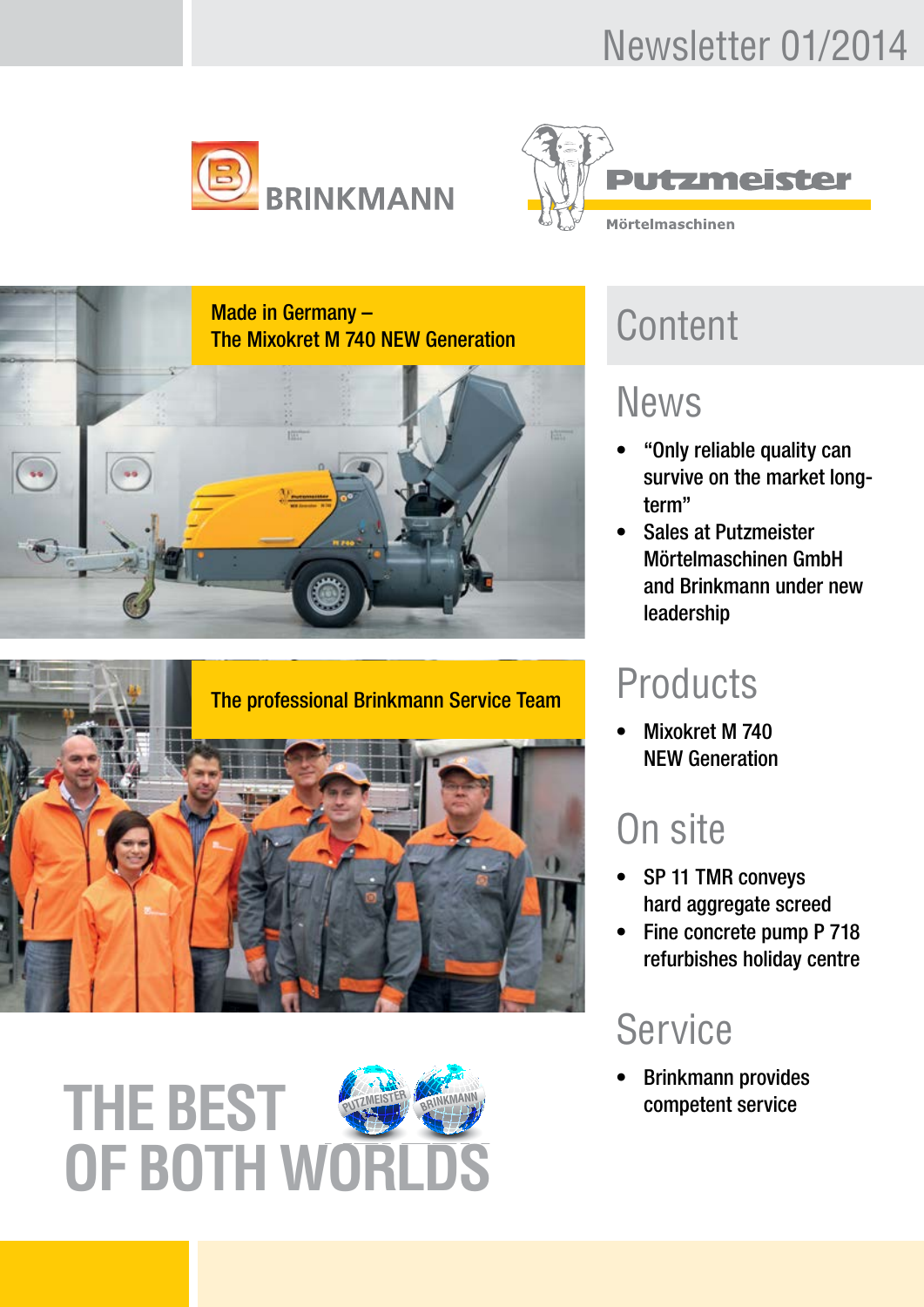Newsletter 01/2014

BRINKMANN

Putzmeister
Mörtelmaschinen

Made in Germany –
The Mixokret M 740 NEW Generation

The professional Brinkmann Service Team

THE BEST OF BOTH WORLDS

# Content

## News

- "Only reliable quality can survive on the market long-term"
- Sales at Putzmeister Mörtelmaschinen GmbH and Brinkmann under new leadership

## Products

- Mixokret M 740 NEW Generation

## On site

- SP 11 TMR conveys hard aggregate screed
- Fine concrete pump P 718 refurbishes holiday centre

## Service

- Brinkmann provides competent service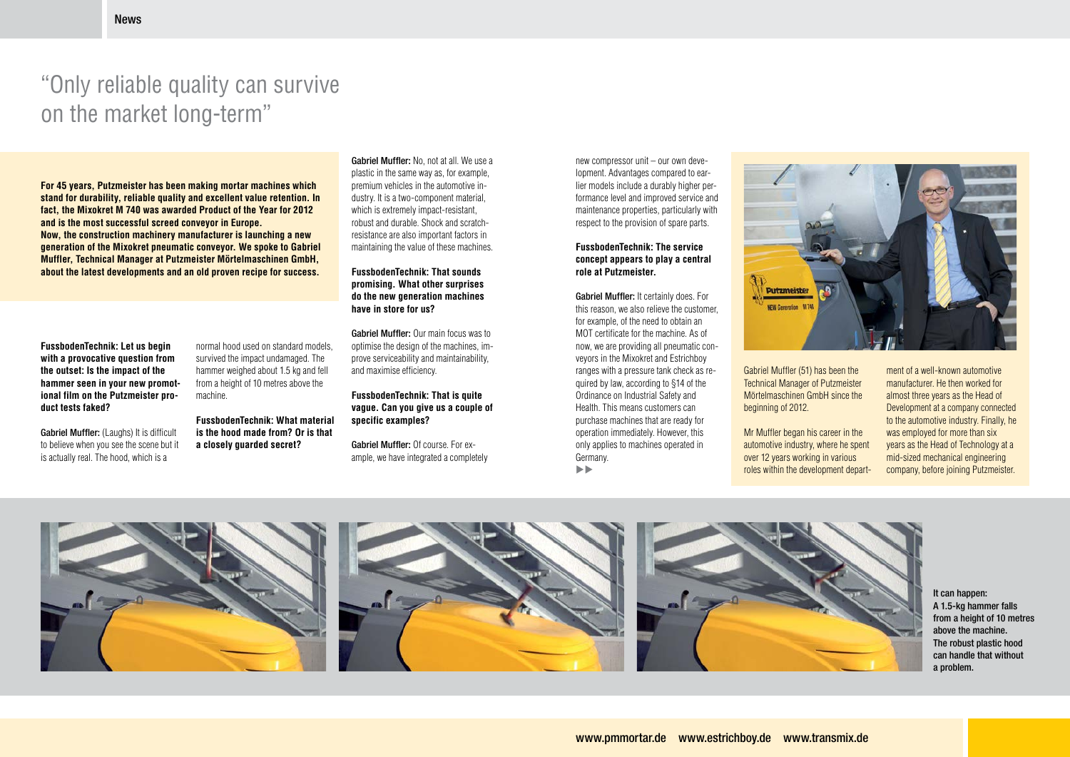# "Only reliable quality can survive on the market long-term"

**For 45 years, Putzmeister has been making mortar machines which stand for durability, reliable quality and excellent value retention. In fact, the Mixokret M 740 was awarded Product of the Year for 2012 and is the most successful screed conveyor in Europe. Now, the construction machinery manufacturer is launching a new generation of the Mixokret pneumatic conveyor. We spoke to Gabriel Muffler, Technical Manager at Putzmeister Mörtelmaschinen GmbH, about the latest developments and an old proven recipe for success.**

**FussbodenTechnik: Let us begin with a provocative question from the outset: Is the impact of the hammer seen in your new promotional film on the Putzmeister product tests faked?**

**Gabriel Muffler:** (Laughs) It is difficult to believe when you see the scene but it is actually real. The hood, which is a normal hood used on standard models, survived the impact undamaged. The hammer weighed about 1.5 kg and fell from a height of 10 metres above the machine.

**FussbodenTechnik: What material is the hood made from? Or is that a closely guarded secret?**

**Gabriel Muffler:** No, not at all. We use a plastic in the same way as, for example, premium vehicles in the automotive industry. It is a two-component material, which is extremely impact-resistant, robust and durable. Shock and scratch-resistance are also important factors in maintaining the value of these machines.

**FussbodenTechnik: That sounds promising. What other surprises do the new generation machines have in store for us?**

**Gabriel Muffler:** Our main focus was to optimise the design of the machines, improve serviceability and maintainability, and maximise efficiency.

**FussbodenTechnik: That is quite vague. Can you give us a couple of specific examples?**

**Gabriel Muffler:** Of course. For example, we have integrated a completely new compressor unit – our own development. Advantages compared to earlier models include a durably higher performance level and improved service and maintenance properties, particularly with respect to the provision of spare parts.

**FussbodenTechnik: The service concept appears to play a central role at Putzmeister.**

**Gabriel Muffler:** It certainly does. For this reason, we also relieve the customer, for example, of the need to obtain an MOT certificate for the machine. As of now, we are providing all pneumatic conveyors in the Mixokret and Estrichboy ranges with a pressure tank check as required by law, according to §14 of the Ordinance on Industrial Safety and Health. This means customers can purchase machines that are ready for operation immediately. However, this only applies to machines operated in Germany.

►►

Gabriel Muffler (51) has been the Technical Manager of Putzmeister Mörtelmaschinen GmbH since the beginning of 2012.

Mr Muffler began his career in the automotive industry, where he spent over 12 years working in various roles within the development department of a well-known automotive manufacturer. He then worked for almost three years as the Head of Development at a company connected to the automotive industry. Finally, he was employed for more than six years as the Head of Technology at a mid-sized mechanical engineering company, before joining Putzmeister.

**It can happen: A 1.5-kg hammer falls from a height of 10 metres above the machine. The robust plastic hood can handle that without a problem.**

www.pmmortar.de www.estrichboy.de www.transmix.de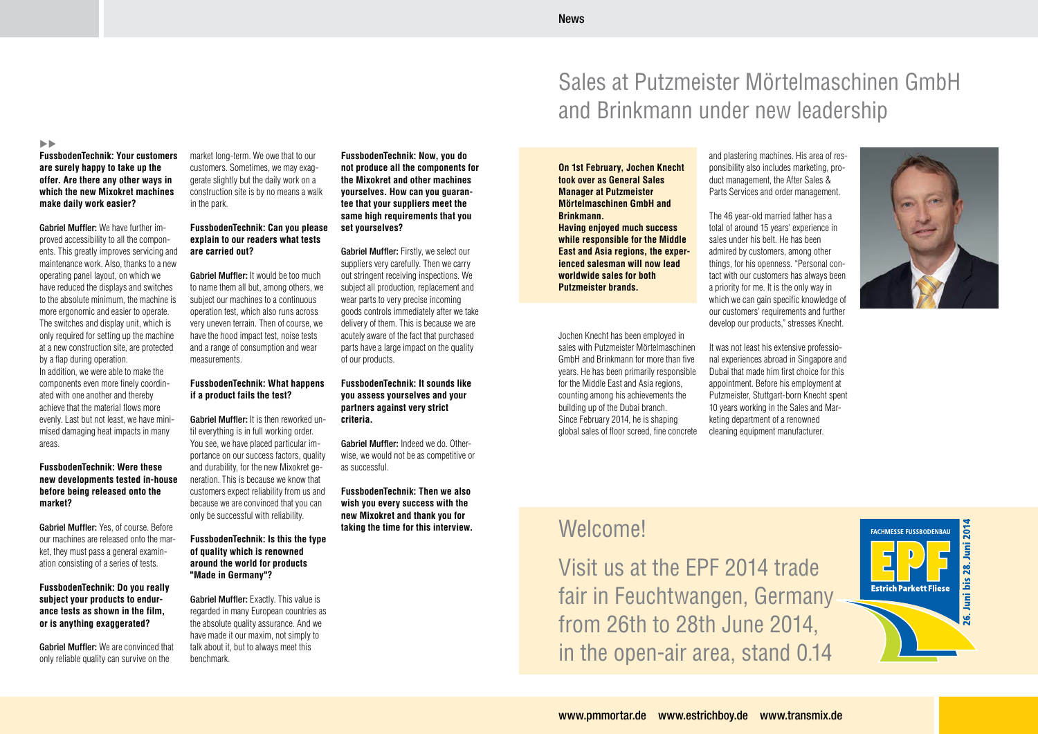**FussbodenTechnik: Your customers are surely happy to take up the offer. Are there any other ways in which the new Mixokret machines make daily work easier?**

**Gabriel Muffler:** We have further improved accessibility to all the components. This greatly improves servicing and maintenance work. Also, thanks to a new operating panel layout, on which we have reduced the displays and switches to the absolute minimum, the machine is more ergonomic and easier to operate. The switches and display unit, which is only required for setting up the machine at a new construction site, are protected by a flap during operation.
In addition, we were able to make the components even more finely coordinated with one another and thereby achieve that the material flows more evenly. Last but not least, we have minimised damaging heat impacts in many areas.

**FussbodenTechnik: Were these new developments tested in-house before being released onto the market?**

**Gabriel Muffler:** Yes, of course. Before our machines are released onto the market, they must pass a general examination consisting of a series of tests.

**FussbodenTechnik: Do you really subject your products to endurance tests as shown in the film, or is anything exaggerated?**

**Gabriel Muffler:** We are convinced that only reliable quality can survive on the market long-term. We owe that to our customers. Sometimes, we may exaggerate slightly but the daily work on a construction site is by no means a walk in the park.

**FussbodenTechnik: Can you please explain to our readers what tests are carried out?**

**Gabriel Muffler:** It would be too much to name them all but, among others, we subject our machines to a continuous operation test, which also runs across very uneven terrain. Then of course, we have the hood impact test, noise tests and a range of consumption and wear measurements.

**FussbodenTechnik: What happens if a product fails the test?**

**Gabriel Muffler:** It is then reworked until everything is in full working order. You see, we have placed particular importance on our success factors, quality and durability, for the new Mixokret generation. This is because we know that customers expect reliability from us and because we are convinced that you can only be successful with reliability.

**FussbodenTechnik: Is this the type of quality which is renowned around the world for products "Made in Germany"?**

**Gabriel Muffler:** Exactly. This value is regarded in many European countries as the absolute quality assurance. And we have made it our maxim, not simply to talk about it, but to always meet this benchmark.

**FussbodenTechnik: Now, you do not produce all the components for the Mixokret and other machines yourselves. How can you guarantee that your suppliers meet the same high requirements that you set yourselves?**

**Gabriel Muffler:** Firstly, we select our suppliers very carefully. Then we carry out stringent receiving inspections. We subject all production, replacement and wear parts to very precise incoming goods controls immediately after we take delivery of them. This is because we are acutely aware of the fact that purchased parts have a large impact on the quality of our products.

**FussbodenTechnik: It sounds like you assess yourselves and your partners against very strict criteria.**

**Gabriel Muffler:** Indeed we do. Otherwise, we would not be as competitive or as successful.

**FussbodenTechnik: Then we also wish you every success with the new Mixokret and thank you for taking the time for this interview.**

# Sales at Putzmeister Mörtelmaschinen GmbH and Brinkmann under new leadership

**On 1st February, Jochen Knecht took over as General Sales Manager at Putzmeister Mörtelmaschinen GmbH and Brinkmann.**
**Having enjoyed much success while responsible for the Middle East and Asia regions, the experienced salesman will now lead worldwide sales for both Putzmeister brands.**

Jochen Knecht has been employed in sales with Putzmeister Mörtelmaschinen GmbH and Brinkmann for more than five years. He has been primarily responsible for the Middle East and Asia regions, counting among his achievements the building up of the Dubai branch.
Since February 2014, he is shaping global sales of floor screed, fine concrete and plastering machines. His area of responsibility also includes marketing, product management, the After Sales & Parts Services and order management.

The 46 year-old married father has a total of around 15 years' experience in sales under his belt. He has been admired by customers, among other things, for his openness. "Personal contact with our customers has always been a priority for me. It is the only way in which we can gain specific knowledge of our customers' requirements and further develop our products," stresses Knecht.

It was not least his extensive professional experiences abroad in Singapore and Dubai that made him first choice for this appointment. Before his employment at Putzmeister, Stuttgart-born Knecht spent 10 years working in the Sales and Marketing department of a renowned cleaning equipment manufacturer.

## Welcome!

Visit us at the EPF 2014 trade fair in Feuchtwangen, Germany from 26th to 28th June 2014, in the open-air area, stand 0.14

FACHMESSE FUSSBODENBAU
EPF
Estrich Parkett Fliese
26. Juni bis 28. Juni 2014

www.pmmortar.de www.estrichboy.de www.transmix.de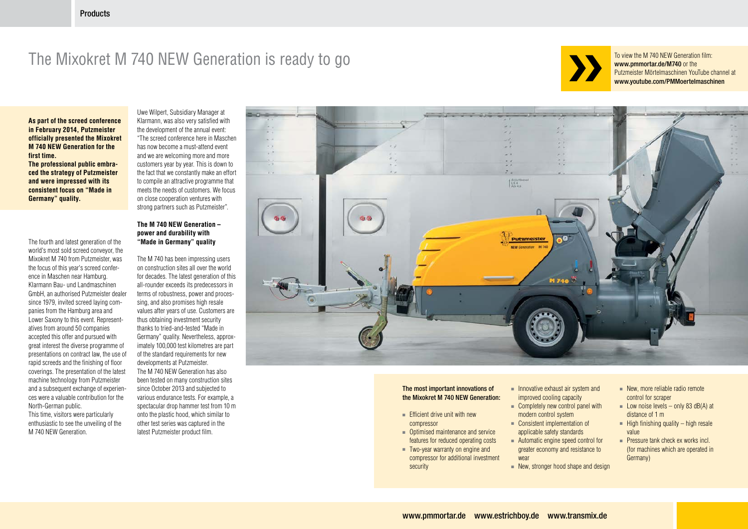# The Mixokret M 740 NEW Generation is ready to go

To view the M 740 NEW Generation film: **www.pmmortar.de/M740** or the Putzmeister Mörtelmaschinen YouTube channel at **www.youtube.com/PMMoertelmaschinen**

**As part of the screed conference in February 2014, Putzmeister officially presented the Mixokret M 740 NEW Generation for the first time.**
**The professional public embraced the strategy of Putzmeister and were impressed with its consistent focus on "Made in Germany" quality.**

The fourth and latest generation of the world's most sold screed conveyor, the Mixokret M 740 from Putzmeister, was the focus of this year's screed conference in Maschen near Hamburg. Klarmann Bau- und Landmaschinen GmbH, an authorised Putzmeister dealer since 1979, invited screed laying companies from the Hamburg area and Lower Saxony to this event. Representatives from around 50 companies accepted this offer and pursued with great interest the diverse programme of presentations on contract law, the use of rapid screeds and the finishing of floor coverings. The presentation of the latest machine technology from Putzmeister and a subsequent exchange of experiences were a valuable contribution for the North-German public.
This time, visitors were particularly enthusiastic to see the unveiling of the M 740 NEW Generation.

Uwe Wilpert, Subsidiary Manager at Klarmann, was also very satisfied with the development of the annual event: "The screed conference here in Maschen has now become a must-attend event and we are welcoming more and more customers year by year. This is down to the fact that we constantly make an effort to compile an attractive programme that meets the needs of customers. We focus on close cooperation ventures with strong partners such as Putzmeister".

### The M 740 NEW Generation – power and durability with "Made in Germany" quality

The M 740 has been impressing users on construction sites all over the world for decades. The latest generation of this all-rounder exceeds its predecessors in terms of robustness, power and processing, and also promises high resale values after years of use. Customers are thus obtaining investment security thanks to tried-and-tested "Made in Germany" quality. Nevertheless, approximately 100,000 test kilometres are part of the standard requirements for new developments at Putzmeister.
The M 740 NEW Generation has also been tested on many construction sites since October 2013 and subjected to various endurance tests. For example, a spectacular drop hammer test from 10 m onto the plastic hood, which similar to other test series was captured in the latest Putzmeister product film.

**The most important innovations of the Mixokret M 740 NEW Generation:**

- Efficient drive unit with new compressor
- Optimised maintenance and service features for reduced operating costs
- Two-year warranty on engine and compressor for additional investment security
- Innovative exhaust air system and improved cooling capacity
- Completely new control panel with modern control system
- Consistent implementation of applicable safety standards
- Automatic engine speed control for greater economy and resistance to wear
- New, stronger hood shape and design
- New, more reliable radio remote control for scraper
- Low noise levels – only 83 dB(A) at distance of 1 m
- High finishing quality – high resale value
- Pressure tank check ex works incl. (for machines which are operated in Germany)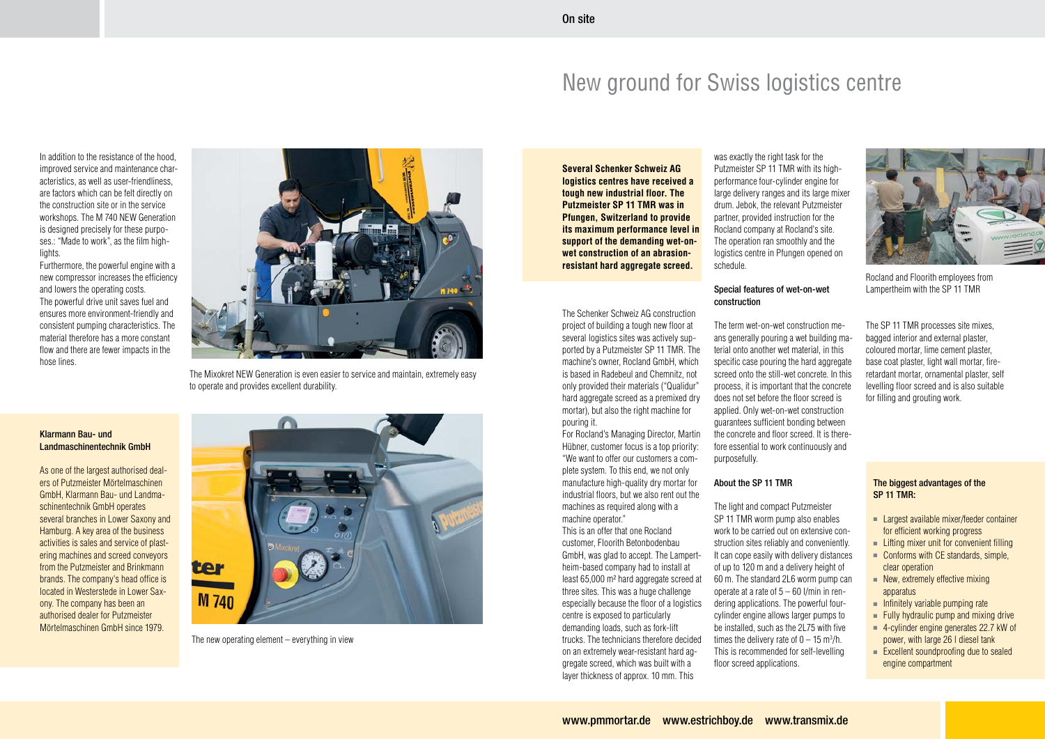In addition to the resistance of the hood, improved service and maintenance characteristics, as well as user-friendliness, are factors which can be felt directly on the construction site or in the service workshops. The M 740 NEW Generation is designed precisely for these purposes.: "Made to work", as the film highlights.

Furthermore, the powerful engine with a new compressor increases the efficiency and lowers the operating costs.

The powerful drive unit saves fuel and ensures more environment-friendly and consistent pumping characteristics. The material therefore has a more constant flow and there are fewer impacts in the hose lines.

The Mixokret NEW Generation is even easier to service and maintain, extremely easy to operate and provides excellent durability.

### Klarmann Bau- und Landmaschinentechnik GmbH

As one of the largest authorised dealers of Putzmeister Mörtelmaschinen GmbH, Klarmann Bau- und Landmaschinentechnik GmbH operates several branches in Lower Saxony and Hamburg. A key area of the business activities is sales and service of plastering machines and screed conveyors from the Putzmeister and Brinkmann brands. The company's head office is located in Westerstede in Lower Saxony. The company has been an authorised dealer for Putzmeister Mörtelmaschinen GmbH since 1979.

The new operating element – everything in view

# New ground for Swiss logistics centre

**Several Schenker Schweiz AG logistics centres have received a tough new industrial floor. The Putzmeister SP 11 TMR was in Pfungen, Switzerland to provide its maximum performance level in support of the demanding wet-on-wet construction of an abrasion-resistant hard aggregate screed.**

The Schenker Schweiz AG construction project of building a tough new floor at several logistics sites was actively supported by a Putzmeister SP 11 TMR. The machine's owner, Rocland GmbH, which is based in Radebeul and Chemnitz, not only provided their materials ("Qualidur" hard aggregate screed as a premixed dry mortar), but also the right machine for pouring it.

For Rocland's Managing Director, Martin Hübner, customer focus is a top priority: "We want to offer our customers a complete system. To this end, we not only manufacture high-quality dry mortar for industrial floors, but we also rent out the machines as required along with a machine operator."

This is an offer that one Rocland customer, Floorith Betonbodenbau GmbH, was glad to accept. The Lampertheim-based company had to install at least 65,000 m² hard aggregate screed at three sites. This was a huge challenge especially because the floor of a logistics centre is exposed to particularly demanding loads, such as fork-lift trucks. The technicians therefore decided on an extremely wear-resistant hard aggregate screed, which was built with a layer thickness of approx. 10 mm. This was exactly the right task for the Putzmeister SP 11 TMR with its high-performance four-cylinder engine for large delivery ranges and its large mixer drum. Jebok, the relevant Putzmeister partner, provided instruction for the Rocland company at Rocland's site. The operation ran smoothly and the logistics centre in Pfungen opened on schedule.

### Special features of wet-on-wet construction

The term wet-on-wet construction means generally pouring a wet building material onto another wet material, in this specific case pouring the hard aggregate screed onto the still-wet concrete. In this process, it is important that the concrete does not set before the floor screed is applied. Only wet-on-wet construction guarantees sufficient bonding between the concrete and floor screed. It is therefore essential to work continuously and purposefully.

### About the SP 11 TMR

The light and compact Putzmeister SP 11 TMR worm pump also enables work to be carried out on extensive construction sites reliably and conveniently. It can cope easily with delivery distances of up to 120 m and a delivery height of 60 m. The standard 2L6 worm pump can operate at a rate of 5 – 60 l/min in rendering applications. The powerful four-cylinder engine allows larger pumps to be installed, such as the 2L75 with five times the delivery rate of 0 – 15 m³/h. This is recommended for self-levelling floor screed applications.

Rocland and Floorith employees from Lampertheim with the SP 11 TMR

The SP 11 TMR processes site mixes, bagged interior and external plaster, coloured mortar, lime cement plaster, base coat plaster, light wall mortar, fire-retardant mortar, ornamental plaster, self levelling floor screed and is also suitable for filling and grouting work.

### The biggest advantages of the SP 11 TMR:

- Largest available mixer/feeder container for efficient working progress
- Lifting mixer unit for convenient filling
- Conforms with CE standards, simple, clear operation
- New, extremely effective mixing apparatus
- Infinitely variable pumping rate
- Fully hydraulic pump and mixing drive
- 4-cylinder engine generates 22.7 kW of power, with large 26 l diesel tank
- Excellent soundproofing due to sealed engine compartment

www.pmmortar.de www.estrichboy.de www.transmix.de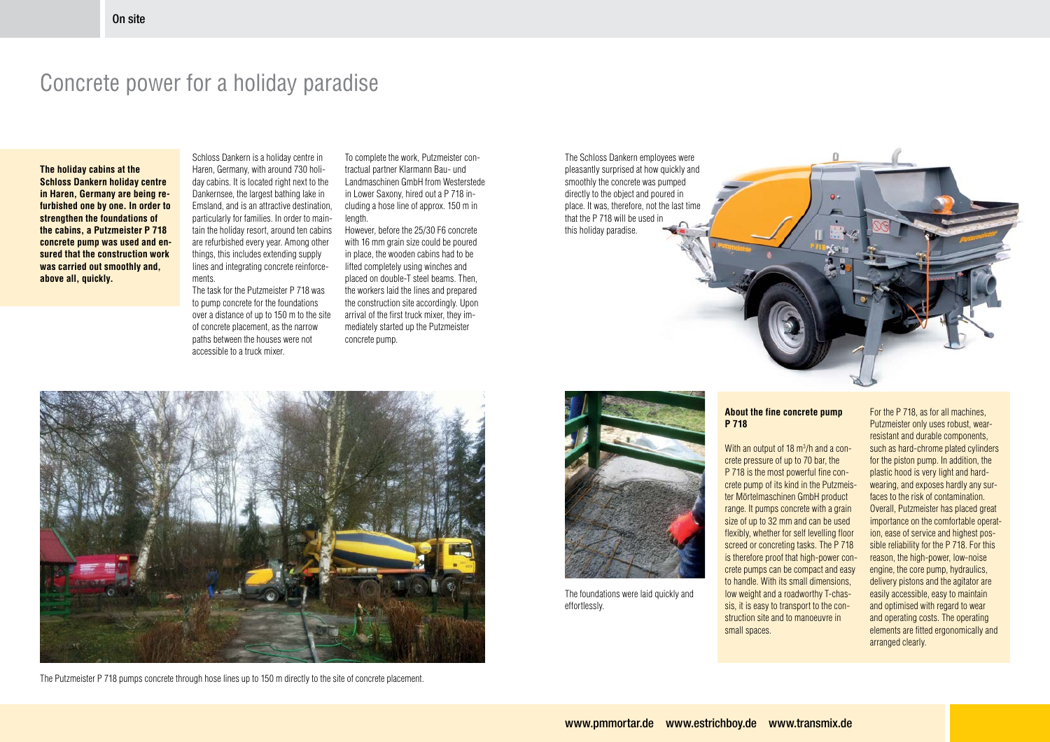# Concrete power for a holiday paradise

**The holiday cabins at the Schloss Dankern holiday centre in Haren, Germany are being refurbished one by one. In order to strengthen the foundations of the cabins, a Putzmeister P 718 concrete pump was used and ensured that the construction work was carried out smoothly and, above all, quickly.**

Schloss Dankern is a holiday centre in Haren, Germany, with around 730 holiday cabins. It is located right next to the Dankernsee, the largest bathing lake in Emsland, and is an attractive destination, particularly for families. In order to maintain the holiday resort, around ten cabins are refurbished every year. Among other things, this includes extending supply lines and integrating concrete reinforcements.

The task for the Putzmeister P 718 was to pump concrete for the foundations over a distance of up to 150 m to the site of concrete placement, as the narrow paths between the houses were not accessible to a truck mixer.

To complete the work, Putzmeister contractual partner Klarmann Bau- und Landmaschinen GmbH from Westerstede in Lower Saxony, hired out a P 718 including a hose line of approx. 150 m in length.

However, before the 25/30 F6 concrete with 16 mm grain size could be poured in place, the wooden cabins had to be lifted completely using winches and placed on double-T steel beams. Then, the workers laid the lines and prepared the construction site accordingly. Upon arrival of the first truck mixer, they immediately started up the Putzmeister concrete pump.

The Schloss Dankern employees were pleasantly surprised at how quickly and smoothly the concrete was pumped directly to the object and poured in place. It was, therefore, not the last time that the P 718 will be used in this holiday paradise.

The Putzmeister P 718 pumps concrete through hose lines up to 150 m directly to the site of concrete placement.

The foundations were laid quickly and effortlessly.

### About the fine concrete pump P 718

With an output of 18 $m^3$/h and a concrete pressure of up to 70 bar, the P 718 is the most powerful fine concrete pump of its kind in the Putzmeister Mörtelmaschinen GmbH product range. It pumps concrete with a grain size of up to 32 mm and can be used flexibly, whether for self levelling floor screed or concreting tasks. The P 718 is therefore proof that high-power concrete pumps can be compact and easy to handle. With its small dimensions, low weight and a roadworthy T-chassis, it is easy to transport to the construction site and to manoeuvre in small spaces.

For the P 718, as for all machines, Putzmeister only uses robust, wear-resistant and durable components, such as hard-chrome plated cylinders for the piston pump. In addition, the plastic hood is very light and hard-wearing, and exposes hardly any surfaces to the risk of contamination. Overall, Putzmeister has placed great importance on the comfortable operation, ease of service and highest possible reliability for the P 718. For this reason, the high-power, low-noise engine, the core pump, hydraulics, delivery pistons and the agitator are easily accessible, easy to maintain and optimised with regard to wear and operating costs. The operating elements are fitted ergonomically and arranged clearly.

www.pmmortar.de www.estrichboy.de www.transmix.de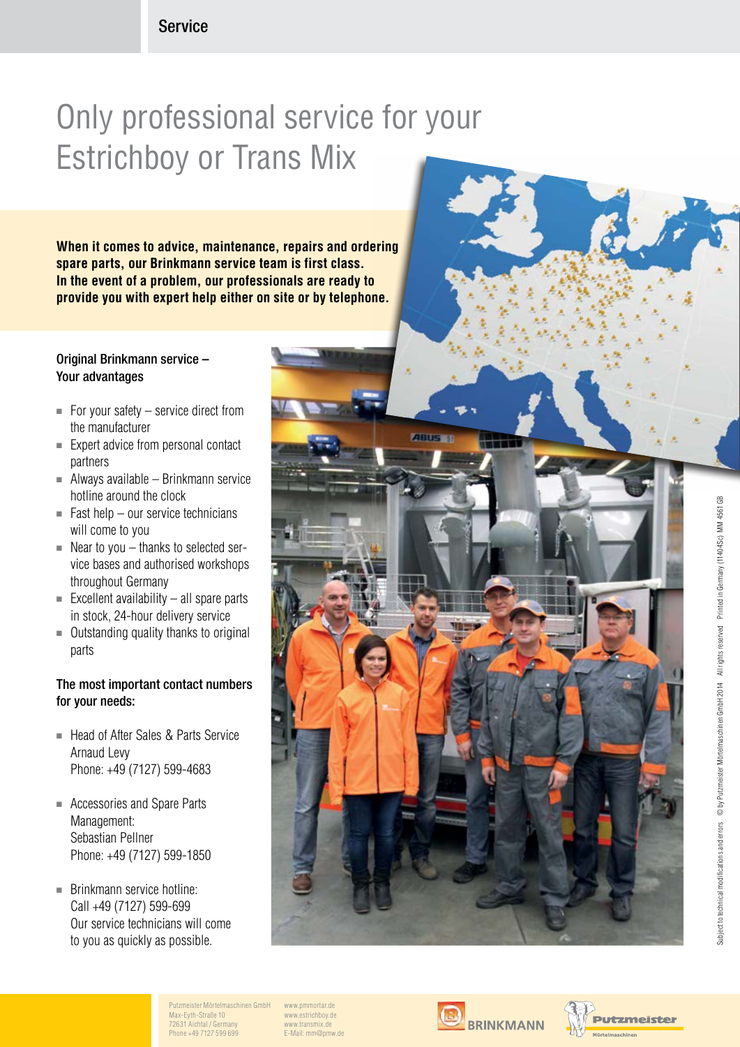Service

# Only professional service for your Estrichboy or Trans Mix

**When it comes to advice, maintenance, repairs and ordering spare parts, our Brinkmann service team is first class. In the event of a problem, our professionals are ready to provide you with expert help either on site or by telephone.**

### Original Brinkmann service – Your advantages

- For your safety – service direct from the manufacturer
- Expert advice from personal contact partners
- Always available – Brinkmann service hotline around the clock
- Fast help – our service technicians will come to you
- Near to you – thanks to selected service bases and authorised workshops throughout Germany
- Excellent availability – all spare parts in stock, 24-hour delivery service
- Outstanding quality thanks to original parts

### The most important contact numbers for your needs:

- Head of After Sales & Parts Service
  Arnaud Levy
  Phone: +49 (7127) 599-4683

- Accessories and Spare Parts Management:
  Sebastian Pellner
  Phone: +49 (7127) 599-1850

- Brinkmann service hotline:
  Call +49 (7127) 599-699
  Our service technicians will come to you as quickly as possible.

Subject to technical modifications and errors © by Putzmeister Mörtelmaschinen GmbH 2014 All rights reserved Printed in Germany (11404Sc) MM 4561 GB

Putzmeister Mörtelmaschinen GmbH
Max-Eyth-Straße 10
72631 Aichtal / Germany
Phone +49 7127 599 699

www.pmmortar.de
www.estrichboy.de
www.transmix.de
E-Mail: mm@pmw.de

BRINKMANN

Putzmeister Mörtelmaschinen